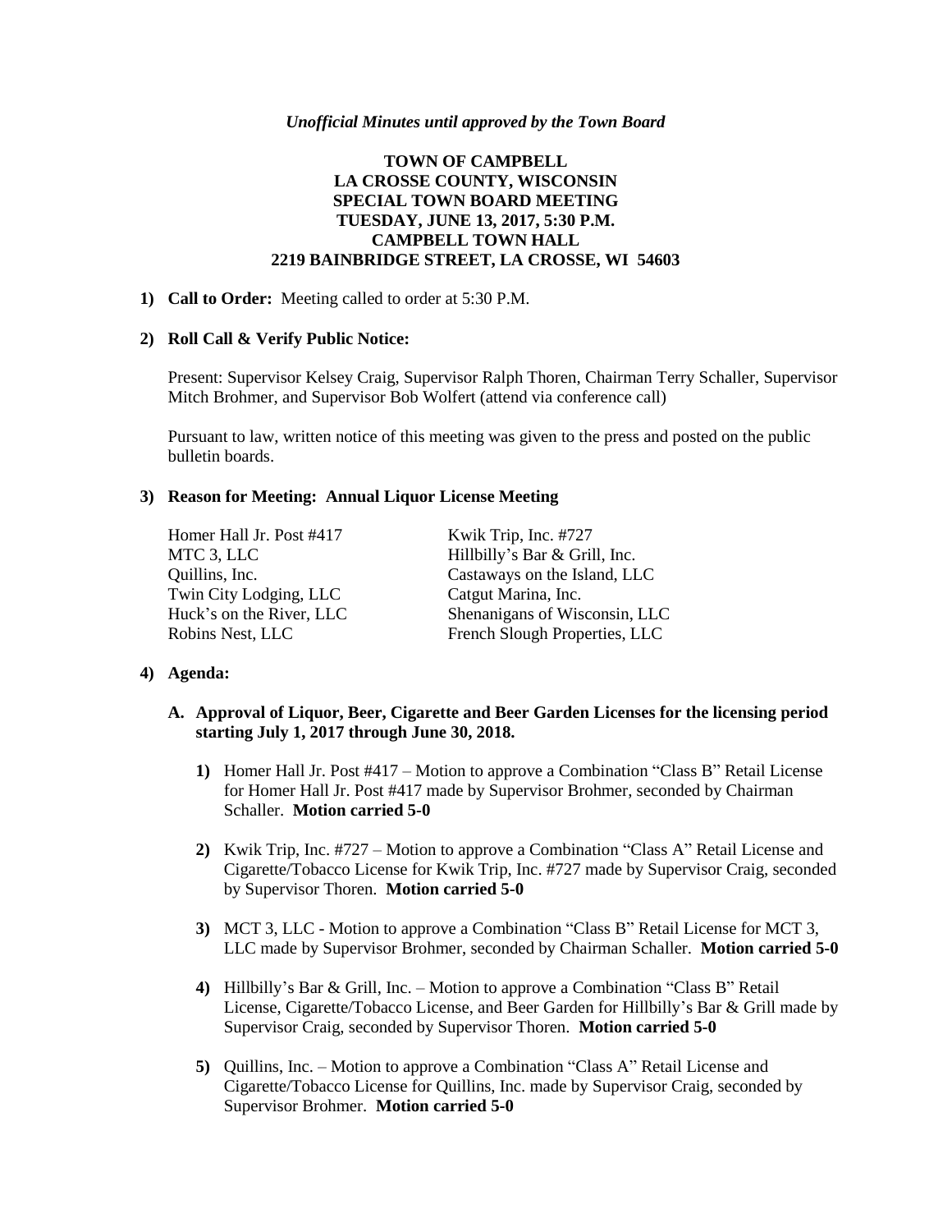*Unofficial Minutes until approved by the Town Board*

**TOWN OF CAMPBELL**
**LA CROSSE COUNTY, WISCONSIN**
**SPECIAL TOWN BOARD MEETING**
**TUESDAY, JUNE 13, 2017, 5:30 P.M.**
**CAMPBELL TOWN HALL**
**2219 BAINBRIDGE STREET, LA CROSSE, WI 54603**

**1) Call to Order:** Meeting called to order at 5:30 P.M.

**2) Roll Call & Verify Public Notice:**

Present: Supervisor Kelsey Craig, Supervisor Ralph Thoren, Chairman Terry Schaller, Supervisor Mitch Brohmer, and Supervisor Bob Wolfert (attend via conference call)

Pursuant to law, written notice of this meeting was given to the press and posted on the public bulletin boards.

**3) Reason for Meeting: Annual Liquor License Meeting**

Homer Hall Jr. Post #417
MTC 3, LLC
Quillins, Inc.
Twin City Lodging, LLC
Huck's on the River, LLC
Robins Nest, LLC
Kwik Trip, Inc. #727
Hillbilly's Bar & Grill, Inc.
Castaways on the Island, LLC
Catgut Marina, Inc.
Shenanigans of Wisconsin, LLC
French Slough Properties, LLC

**4) Agenda:**

**A. Approval of Liquor, Beer, Cigarette and Beer Garden Licenses for the licensing period starting July 1, 2017 through June 30, 2018.**

1) Homer Hall Jr. Post #417 – Motion to approve a Combination "Class B" Retail License for Homer Hall Jr. Post #417 made by Supervisor Brohmer, seconded by Chairman Schaller. **Motion carried 5-0**

2) Kwik Trip, Inc. #727 – Motion to approve a Combination "Class A" Retail License and Cigarette/Tobacco License for Kwik Trip, Inc. #727 made by Supervisor Craig, seconded by Supervisor Thoren. **Motion carried 5-0**

3) MCT 3, LLC - Motion to approve a Combination "Class B" Retail License for MCT 3, LLC made by Supervisor Brohmer, seconded by Chairman Schaller. **Motion carried 5-0**

4) Hillbilly's Bar & Grill, Inc. – Motion to approve a Combination "Class B" Retail License, Cigarette/Tobacco License, and Beer Garden for Hillbilly's Bar & Grill made by Supervisor Craig, seconded by Supervisor Thoren. **Motion carried 5-0**

5) Quillins, Inc. – Motion to approve a Combination "Class A" Retail License and Cigarette/Tobacco License for Quillins, Inc. made by Supervisor Craig, seconded by Supervisor Brohmer. **Motion carried 5-0**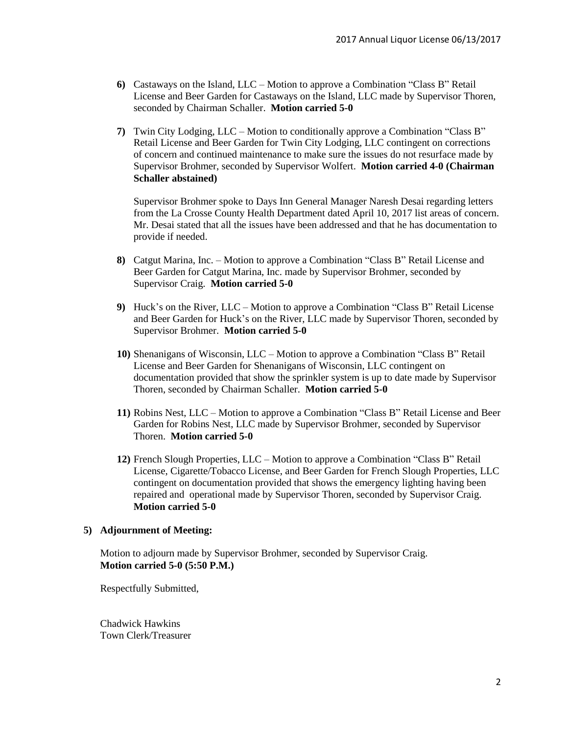6) Castaways on the Island, LLC – Motion to approve a Combination "Class B" Retail License and Beer Garden for Castaways on the Island, LLC made by Supervisor Thoren, seconded by Chairman Schaller. **Motion carried 5-0**

7) Twin City Lodging, LLC – Motion to conditionally approve a Combination "Class B" Retail License and Beer Garden for Twin City Lodging, LLC contingent on corrections of concern and continued maintenance to make sure the issues do not resurface made by Supervisor Brohmer, seconded by Supervisor Wolfert. **Motion carried 4-0 (Chairman Schaller abstained)**

   Supervisor Brohmer spoke to Days Inn General Manager Naresh Desai regarding letters from the La Crosse County Health Department dated April 10, 2017 list areas of concern. Mr. Desai stated that all the issues have been addressed and that he has documentation to provide if needed.

8) Catgut Marina, Inc. – Motion to approve a Combination "Class B" Retail License and Beer Garden for Catgut Marina, Inc. made by Supervisor Brohmer, seconded by Supervisor Craig. **Motion carried 5-0**

9) Huck's on the River, LLC – Motion to approve a Combination "Class B" Retail License and Beer Garden for Huck's on the River, LLC made by Supervisor Thoren, seconded by Supervisor Brohmer. **Motion carried 5-0**

10) Shenanigans of Wisconsin, LLC – Motion to approve a Combination "Class B" Retail License and Beer Garden for Shenanigans of Wisconsin, LLC contingent on documentation provided that show the sprinkler system is up to date made by Supervisor Thoren, seconded by Chairman Schaller. **Motion carried 5-0**

11) Robins Nest, LLC – Motion to approve a Combination "Class B" Retail License and Beer Garden for Robins Nest, LLC made by Supervisor Brohmer, seconded by Supervisor Thoren. **Motion carried 5-0**

12) French Slough Properties, LLC – Motion to approve a Combination "Class B" Retail License, Cigarette/Tobacco License, and Beer Garden for French Slough Properties, LLC contingent on documentation provided that shows the emergency lighting having been repaired and operational made by Supervisor Thoren, seconded by Supervisor Craig. **Motion carried 5-0**

**5) Adjournment of Meeting:**

Motion to adjourn made by Supervisor Brohmer, seconded by Supervisor Craig.
**Motion carried 5-0 (5:50 P.M.)**

Respectfully Submitted,

Chadwick Hawkins
Town Clerk/Treasurer